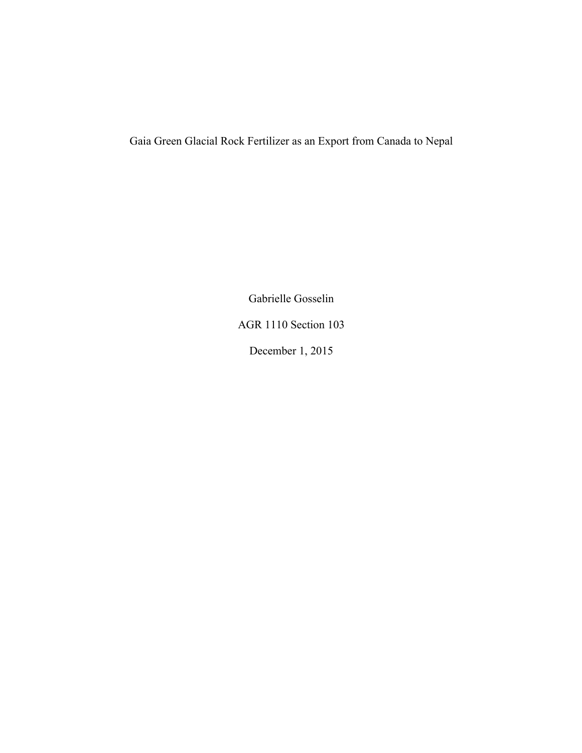# Gaia Green Glacial Rock Fertilizer as an Export from Canada to Nepal

Gabrielle Gosselin

AGR 1110 Section 103

December 1, 2015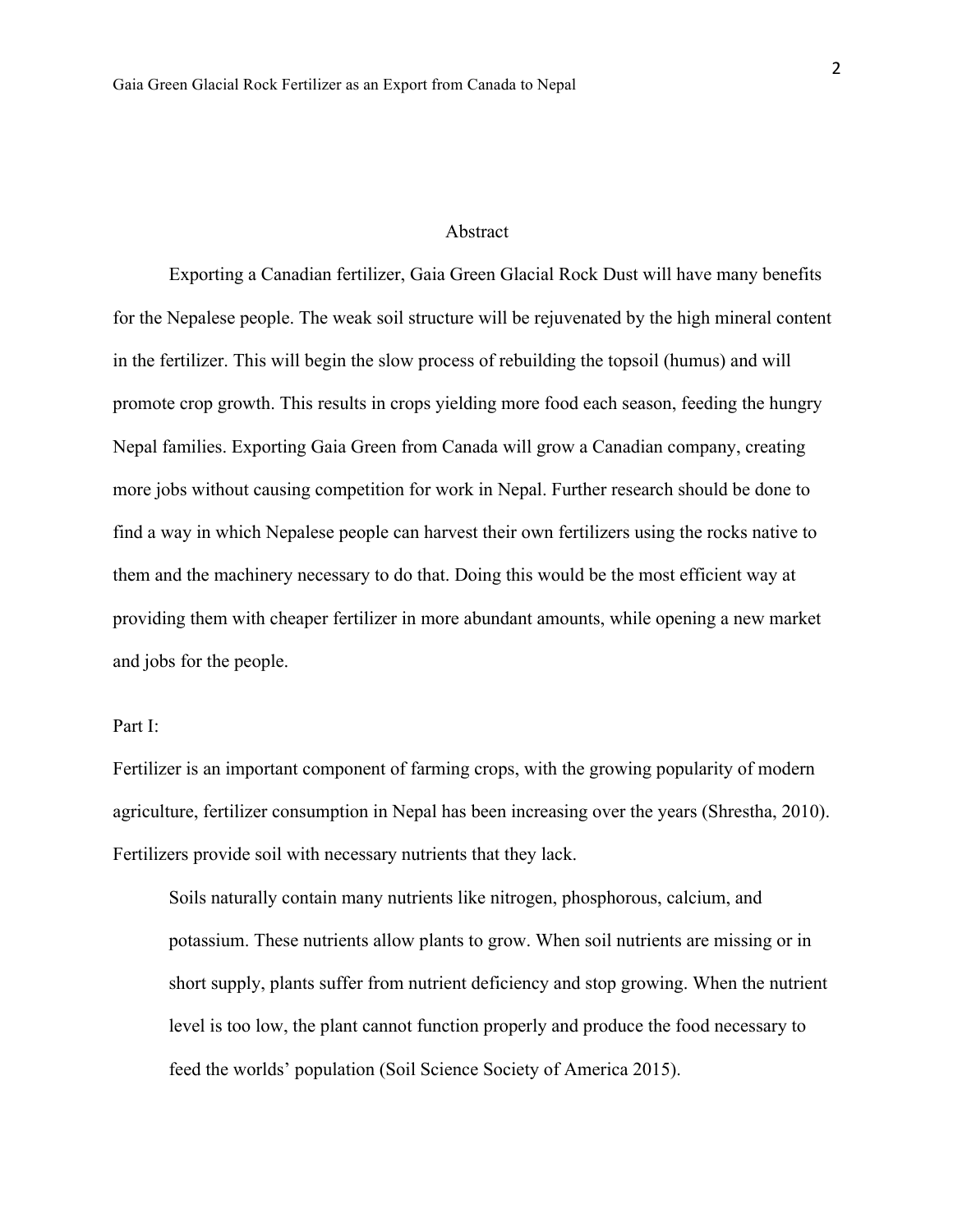## Abstract

Exporting a Canadian fertilizer, Gaia Green Glacial Rock Dust will have many benefits for the Nepalese people. The weak soil structure will be rejuvenated by the high mineral content in the fertilizer. This will begin the slow process of rebuilding the topsoil (humus) and will promote crop growth. This results in crops yielding more food each season, feeding the hungry Nepal families. Exporting Gaia Green from Canada will grow a Canadian company, creating more jobs without causing competition for work in Nepal. Further research should be done to find a way in which Nepalese people can harvest their own fertilizers using the rocks native to them and the machinery necessary to do that. Doing this would be the most efficient way at providing them with cheaper fertilizer in more abundant amounts, while opening a new market and jobs for the people.

Part I:

Fertilizer is an important component of farming crops, with the growing popularity of modern agriculture, fertilizer consumption in Nepal has been increasing over the years (Shrestha, 2010). Fertilizers provide soil with necessary nutrients that they lack.

> Soils naturally contain many nutrients like nitrogen, phosphorous, calcium, and potassium. These nutrients allow plants to grow. When soil nutrients are missing or in short supply, plants suffer from nutrient deficiency and stop growing. When the nutrient level is too low, the plant cannot function properly and produce the food necessary to feed the worlds' population (Soil Science Society of America 2015).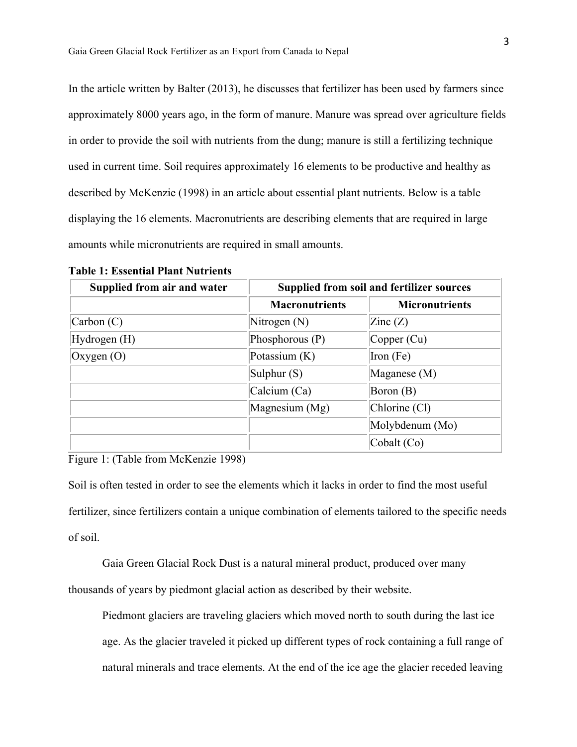In the article written by Balter (2013), he discusses that fertilizer has been used by farmers since approximately 8000 years ago, in the form of manure. Manure was spread over agriculture fields in order to provide the soil with nutrients from the dung; manure is still a fertilizing technique used in current time. Soil requires approximately 16 elements to be productive and healthy as described by McKenzie (1998) in an article about essential plant nutrients. Below is a table displaying the 16 elements. Macronutrients are describing elements that are required in large amounts while micronutrients are required in small amounts.

**Table 1: Essential Plant Nutrients**

| Supplied from air and water | Supplied from soil and fertilizer sources | |
|---|---|---|
| | **Macronutrients** | **Micronutrients** |
| Carbon (C) | Nitrogen (N) | Zinc (Z) |
| Hydrogen (H) | Phosphorous (P) | Copper (Cu) |
| Oxygen (O) | Potassium (K) | Iron (Fe) |
| | Sulphur (S) | Maganese (M) |
| | Calcium (Ca) | Boron (B) |
| | Magnesium (Mg) | Chlorine (Cl) |
| | | Molybdenum (Mo) |
| | | Cobalt (Co) |

Figure 1: (Table from McKenzie 1998)

Soil is often tested in order to see the elements which it lacks in order to find the most useful fertilizer, since fertilizers contain a unique combination of elements tailored to the specific needs of soil.

Gaia Green Glacial Rock Dust is a natural mineral product, produced over many thousands of years by piedmont glacial action as described by their website.

> Piedmont glaciers are traveling glaciers which moved north to south during the last ice age. As the glacier traveled it picked up different types of rock containing a full range of natural minerals and trace elements. At the end of the ice age the glacier receded leaving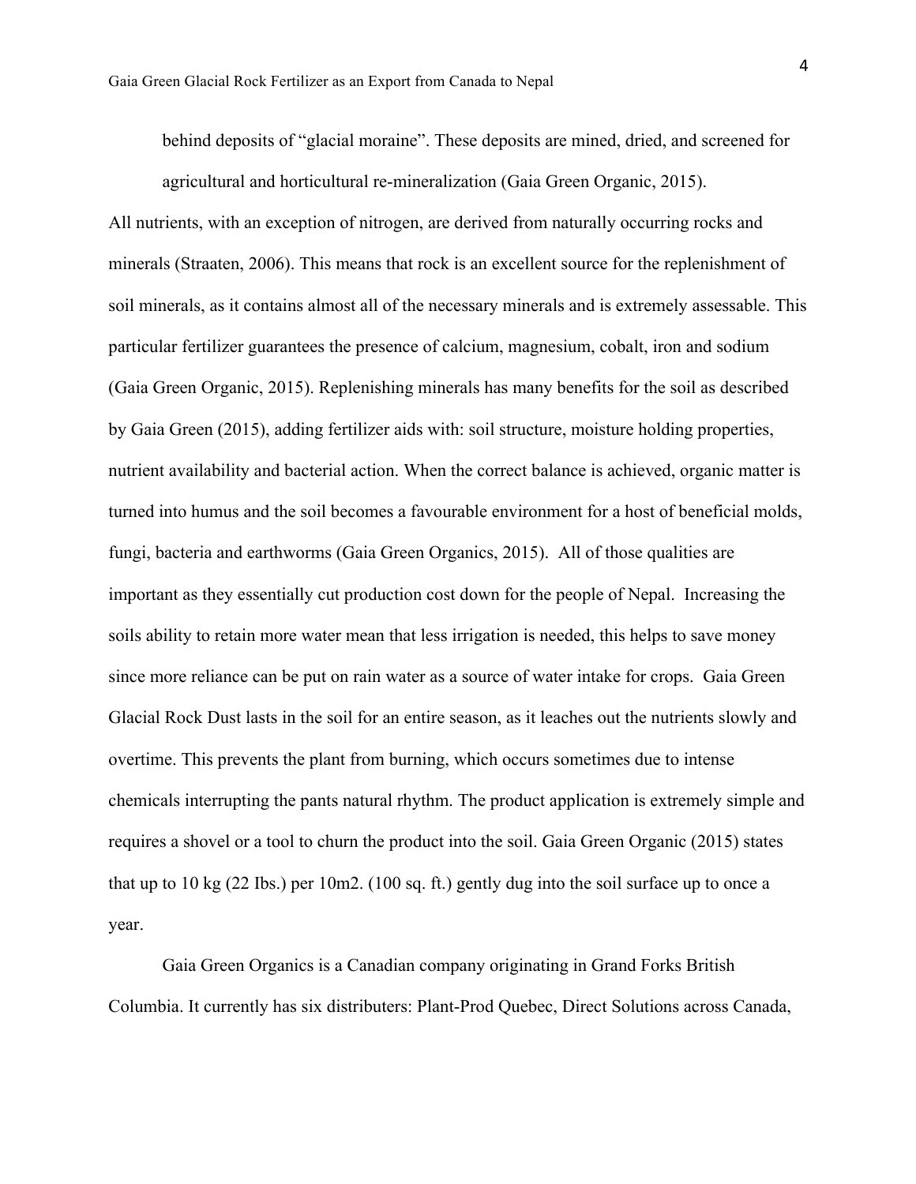behind deposits of “glacial moraine”. These deposits are mined, dried, and screened for agricultural and horticultural re-mineralization (Gaia Green Organic, 2015).

All nutrients, with an exception of nitrogen, are derived from naturally occurring rocks and minerals (Straaten, 2006). This means that rock is an excellent source for the replenishment of soil minerals, as it contains almost all of the necessary minerals and is extremely assessable. This particular fertilizer guarantees the presence of calcium, magnesium, cobalt, iron and sodium (Gaia Green Organic, 2015). Replenishing minerals has many benefits for the soil as described by Gaia Green (2015), adding fertilizer aids with: soil structure, moisture holding properties, nutrient availability and bacterial action. When the correct balance is achieved, organic matter is turned into humus and the soil becomes a favourable environment for a host of beneficial molds, fungi, bacteria and earthworms (Gaia Green Organics, 2015). All of those qualities are important as they essentially cut production cost down for the people of Nepal. Increasing the soils ability to retain more water mean that less irrigation is needed, this helps to save money since more reliance can be put on rain water as a source of water intake for crops. Gaia Green Glacial Rock Dust lasts in the soil for an entire season, as it leaches out the nutrients slowly and overtime. This prevents the plant from burning, which occurs sometimes due to intense chemicals interrupting the pants natural rhythm. The product application is extremely simple and requires a shovel or a tool to churn the product into the soil. Gaia Green Organic (2015) states that up to 10 kg (22 Ibs.) per 10m2. (100 sq. ft.) gently dug into the soil surface up to once a year.

Gaia Green Organics is a Canadian company originating in Grand Forks British Columbia. It currently has six distributers: Plant-Prod Quebec, Direct Solutions across Canada,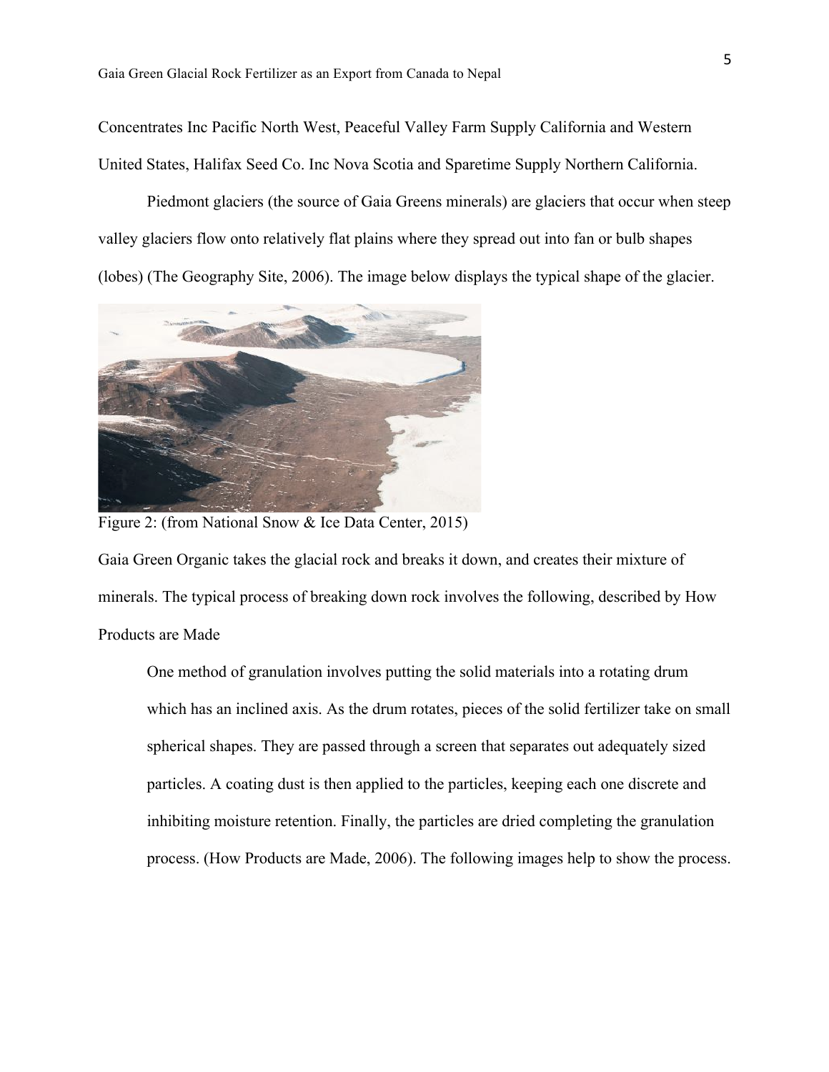Concentrates Inc Pacific North West, Peaceful Valley Farm Supply California and Western United States, Halifax Seed Co. Inc Nova Scotia and Sparetime Supply Northern California.

Piedmont glaciers (the source of Gaia Greens minerals) are glaciers that occur when steep valley glaciers flow onto relatively flat plains where they spread out into fan or bulb shapes (lobes) (The Geography Site, 2006). The image below displays the typical shape of the glacier.

Figure 2: (from National Snow & Ice Data Center, 2015)

Gaia Green Organic takes the glacial rock and breaks it down, and creates their mixture of minerals. The typical process of breaking down rock involves the following, described by How Products are Made

> One method of granulation involves putting the solid materials into a rotating drum which has an inclined axis. As the drum rotates, pieces of the solid fertilizer take on small spherical shapes. They are passed through a screen that separates out adequately sized particles. A coating dust is then applied to the particles, keeping each one discrete and inhibiting moisture retention. Finally, the particles are dried completing the granulation process. (How Products are Made, 2006). The following images help to show the process.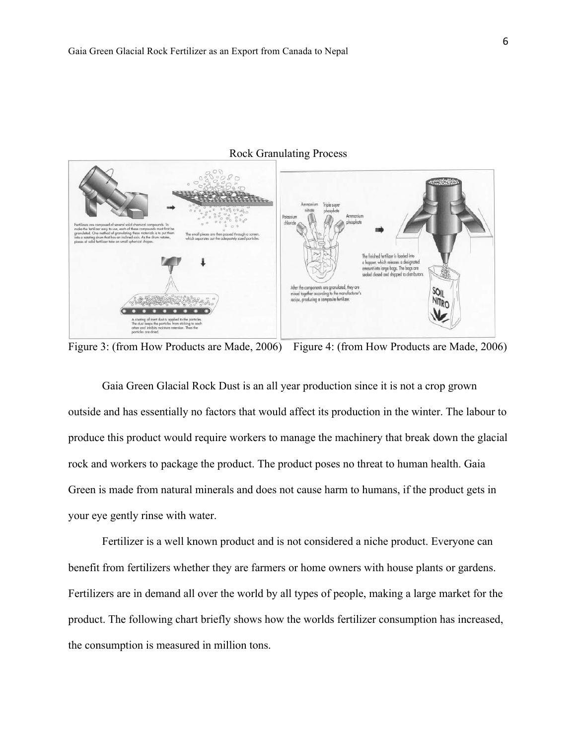Rock Granulating Process

Figure 3: (from How Products are Made, 2006) Figure 4: (from How Products are Made, 2006)

Gaia Green Glacial Rock Dust is an all year production since it is not a crop grown outside and has essentially no factors that would affect its production in the winter. The labour to produce this product would require workers to manage the machinery that break down the glacial rock and workers to package the product. The product poses no threat to human health. Gaia Green is made from natural minerals and does not cause harm to humans, if the product gets in your eye gently rinse with water.

Fertilizer is a well known product and is not considered a niche product. Everyone can benefit from fertilizers whether they are farmers or home owners with house plants or gardens. Fertilizers are in demand all over the world by all types of people, making a large market for the product. The following chart briefly shows how the worlds fertilizer consumption has increased, the consumption is measured in million tons.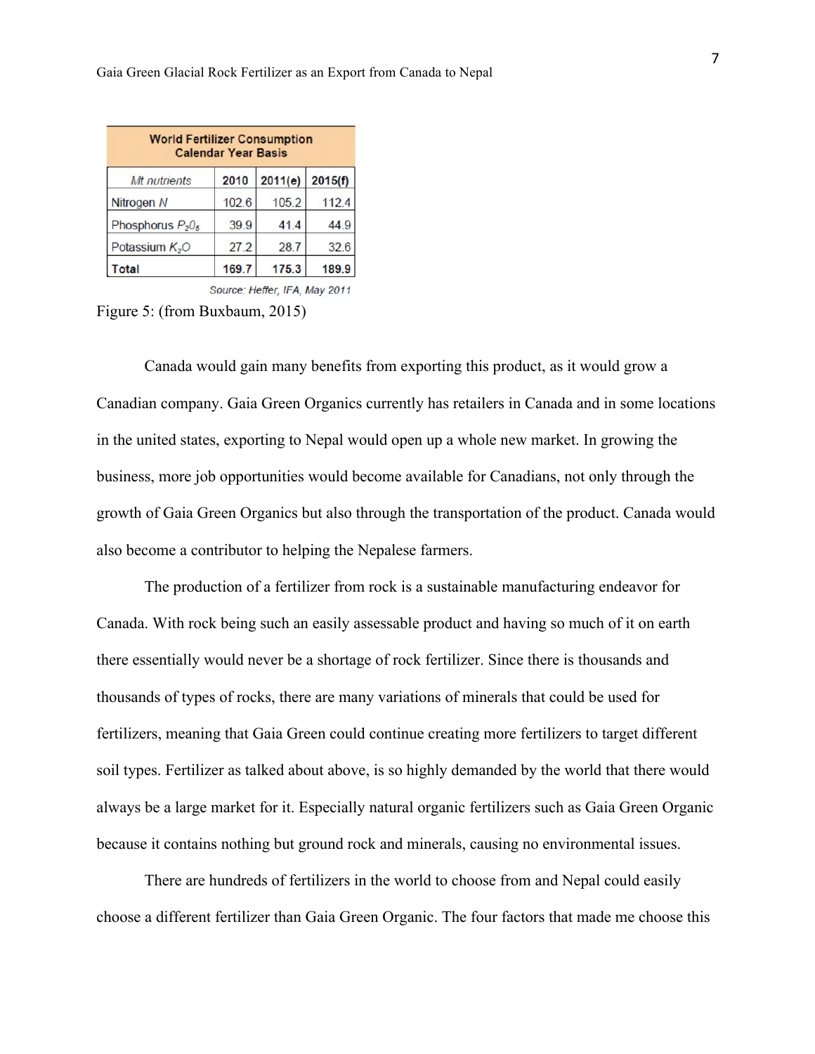| World Fertilizer Consumption Calendar Year Basis | | | |
|---|---|---|---|
| *Mt nutrients* | 2010 | 2011(e) | 2015(f) |
| Nitrogen *N* | 102.6 | 105.2 | 112.4 |
| Phosphorus $P_2O_5$ | 39.9 | 41.4 | 44.9 |
| Potassium $K_2O$ | 27.2 | 28.7 | 32.6 |
| **Total** | **169.7** | **175.3** | **189.9** |

*Source: Heffer, IFA, May 2011*

Figure 5: (from Buxbaum, 2015)

Canada would gain many benefits from exporting this product, as it would grow a Canadian company. Gaia Green Organics currently has retailers in Canada and in some locations in the united states, exporting to Nepal would open up a whole new market. In growing the business, more job opportunities would become available for Canadians, not only through the growth of Gaia Green Organics but also through the transportation of the product. Canada would also become a contributor to helping the Nepalese farmers.

The production of a fertilizer from rock is a sustainable manufacturing endeavor for Canada. With rock being such an easily assessable product and having so much of it on earth there essentially would never be a shortage of rock fertilizer. Since there is thousands and thousands of types of rocks, there are many variations of minerals that could be used for fertilizers, meaning that Gaia Green could continue creating more fertilizers to target different soil types. Fertilizer as talked about above, is so highly demanded by the world that there would always be a large market for it. Especially natural organic fertilizers such as Gaia Green Organic because it contains nothing but ground rock and minerals, causing no environmental issues.

There are hundreds of fertilizers in the world to choose from and Nepal could easily choose a different fertilizer than Gaia Green Organic. The four factors that made me choose this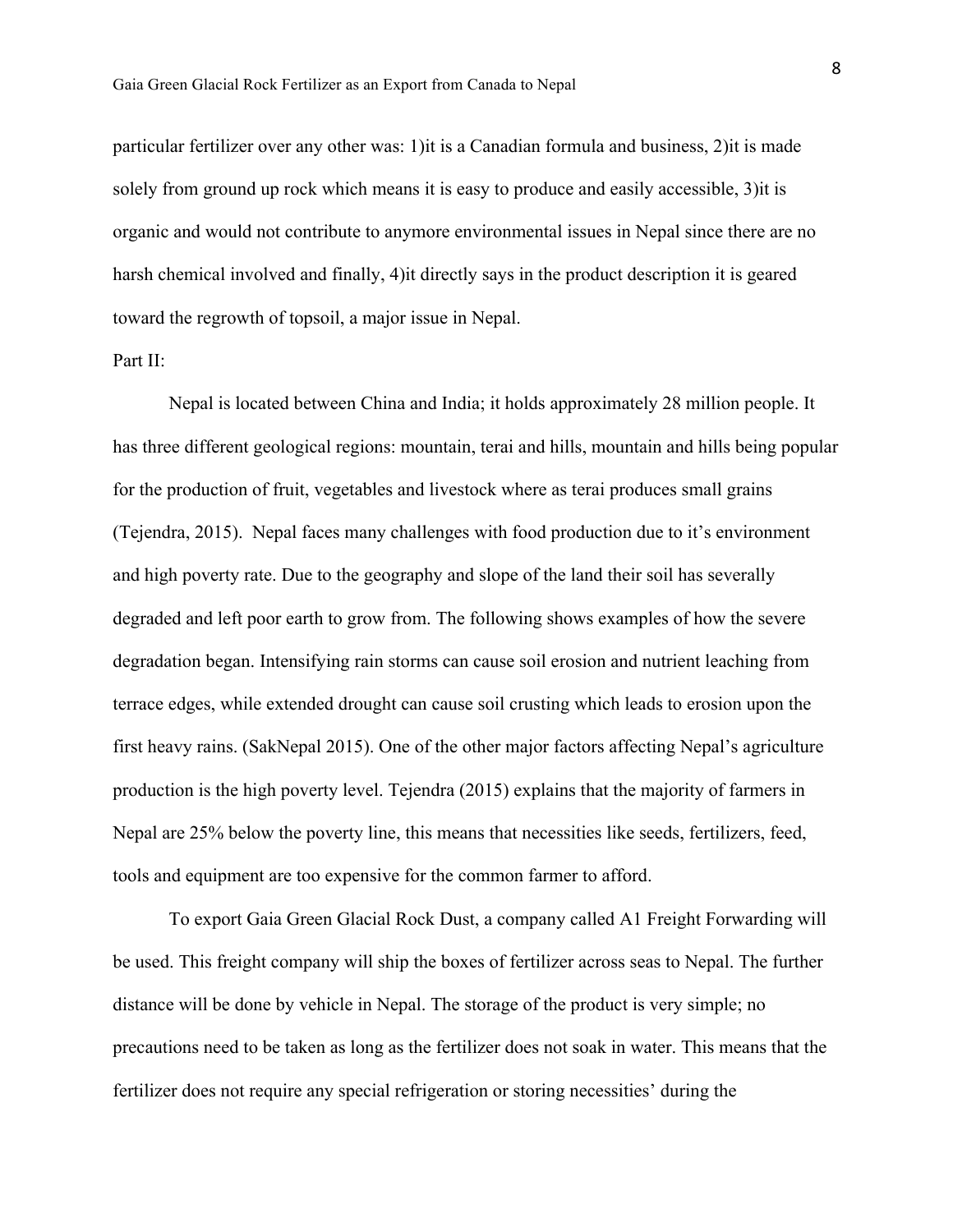particular fertilizer over any other was: 1)it is a Canadian formula and business, 2)it is made solely from ground up rock which means it is easy to produce and easily accessible, 3)it is organic and would not contribute to anymore environmental issues in Nepal since there are no harsh chemical involved and finally, 4)it directly says in the product description it is geared toward the regrowth of topsoil, a major issue in Nepal.

Part II:

Nepal is located between China and India; it holds approximately 28 million people. It has three different geological regions: mountain, terai and hills, mountain and hills being popular for the production of fruit, vegetables and livestock where as terai produces small grains (Tejendra, 2015). Nepal faces many challenges with food production due to it's environment and high poverty rate. Due to the geography and slope of the land their soil has severally degraded and left poor earth to grow from. The following shows examples of how the severe degradation began. Intensifying rain storms can cause soil erosion and nutrient leaching from terrace edges, while extended drought can cause soil crusting which leads to erosion upon the first heavy rains. (SakNepal 2015). One of the other major factors affecting Nepal's agriculture production is the high poverty level. Tejendra (2015) explains that the majority of farmers in Nepal are 25% below the poverty line, this means that necessities like seeds, fertilizers, feed, tools and equipment are too expensive for the common farmer to afford.

To export Gaia Green Glacial Rock Dust, a company called A1 Freight Forwarding will be used. This freight company will ship the boxes of fertilizer across seas to Nepal. The further distance will be done by vehicle in Nepal. The storage of the product is very simple; no precautions need to be taken as long as the fertilizer does not soak in water. This means that the fertilizer does not require any special refrigeration or storing necessities' during the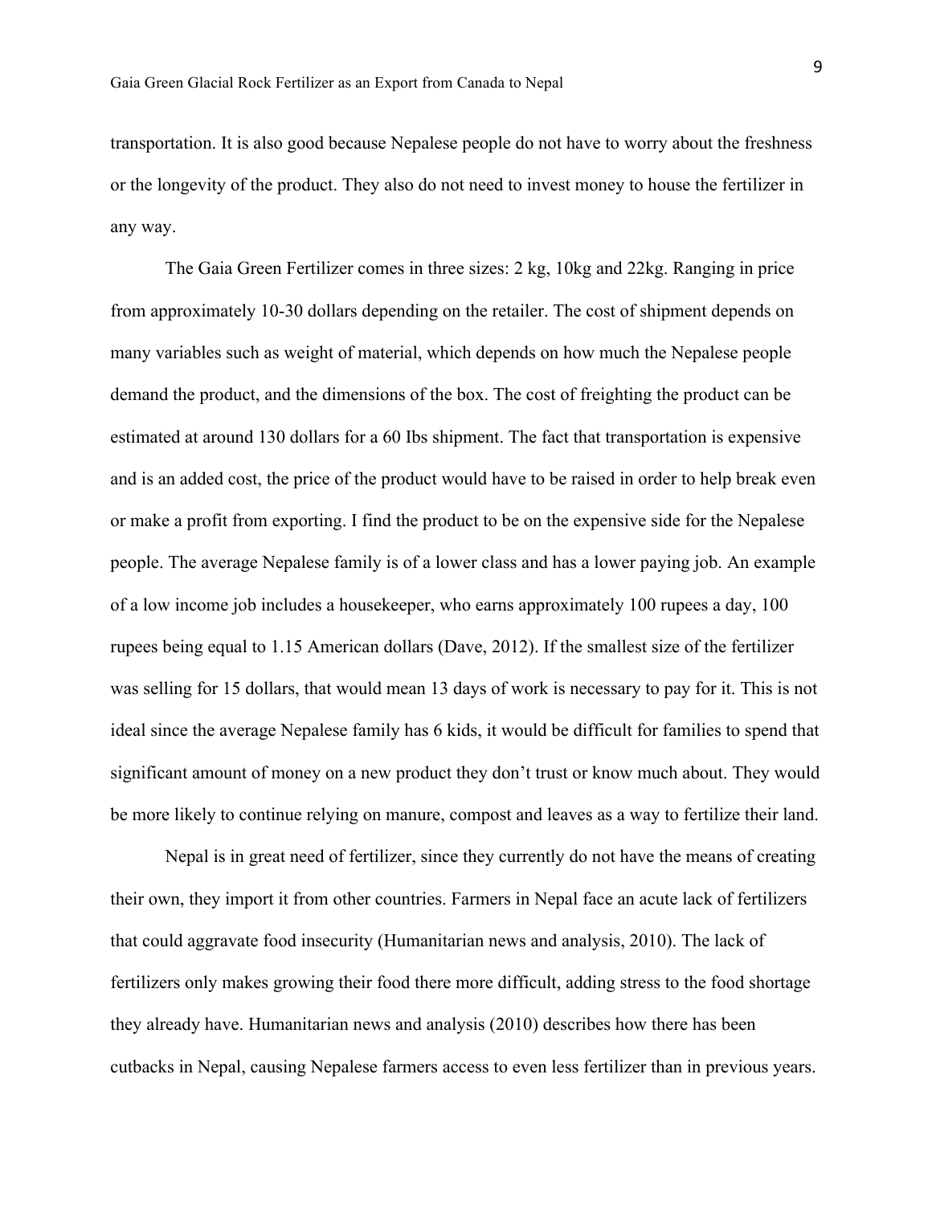transportation. It is also good because Nepalese people do not have to worry about the freshness or the longevity of the product. They also do not need to invest money to house the fertilizer in any way.

The Gaia Green Fertilizer comes in three sizes: 2 kg, 10kg and 22kg. Ranging in price from approximately 10-30 dollars depending on the retailer. The cost of shipment depends on many variables such as weight of material, which depends on how much the Nepalese people demand the product, and the dimensions of the box. The cost of freighting the product can be estimated at around 130 dollars for a 60 Ibs shipment. The fact that transportation is expensive and is an added cost, the price of the product would have to be raised in order to help break even or make a profit from exporting. I find the product to be on the expensive side for the Nepalese people. The average Nepalese family is of a lower class and has a lower paying job. An example of a low income job includes a housekeeper, who earns approximately 100 rupees a day, 100 rupees being equal to 1.15 American dollars (Dave, 2012). If the smallest size of the fertilizer was selling for 15 dollars, that would mean 13 days of work is necessary to pay for it. This is not ideal since the average Nepalese family has 6 kids, it would be difficult for families to spend that significant amount of money on a new product they don't trust or know much about. They would be more likely to continue relying on manure, compost and leaves as a way to fertilize their land.

Nepal is in great need of fertilizer, since they currently do not have the means of creating their own, they import it from other countries. Farmers in Nepal face an acute lack of fertilizers that could aggravate food insecurity (Humanitarian news and analysis, 2010). The lack of fertilizers only makes growing their food there more difficult, adding stress to the food shortage they already have. Humanitarian news and analysis (2010) describes how there has been cutbacks in Nepal, causing Nepalese farmers access to even less fertilizer than in previous years.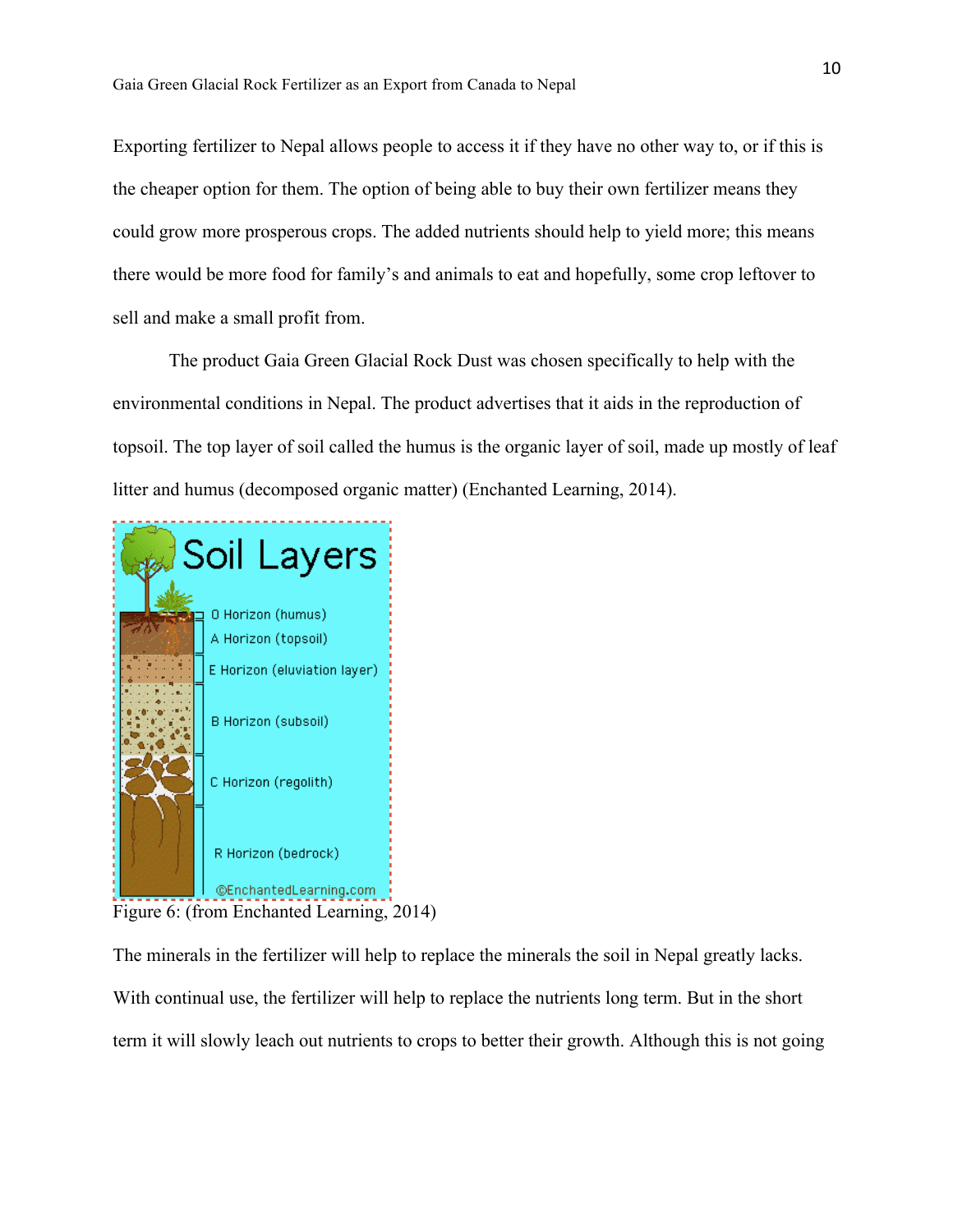Exporting fertilizer to Nepal allows people to access it if they have no other way to, or if this is the cheaper option for them. The option of being able to buy their own fertilizer means they could grow more prosperous crops. The added nutrients should help to yield more; this means there would be more food for family's and animals to eat and hopefully, some crop leftover to sell and make a small profit from.

The product Gaia Green Glacial Rock Dust was chosen specifically to help with the environmental conditions in Nepal. The product advertises that it aids in the reproduction of topsoil. The top layer of soil called the humus is the organic layer of soil, made up mostly of leaf litter and humus (decomposed organic matter) (Enchanted Learning, 2014).

Figure 6: (from Enchanted Learning, 2014)

The minerals in the fertilizer will help to replace the minerals the soil in Nepal greatly lacks. With continual use, the fertilizer will help to replace the nutrients long term. But in the short term it will slowly leach out nutrients to crops to better their growth. Although this is not going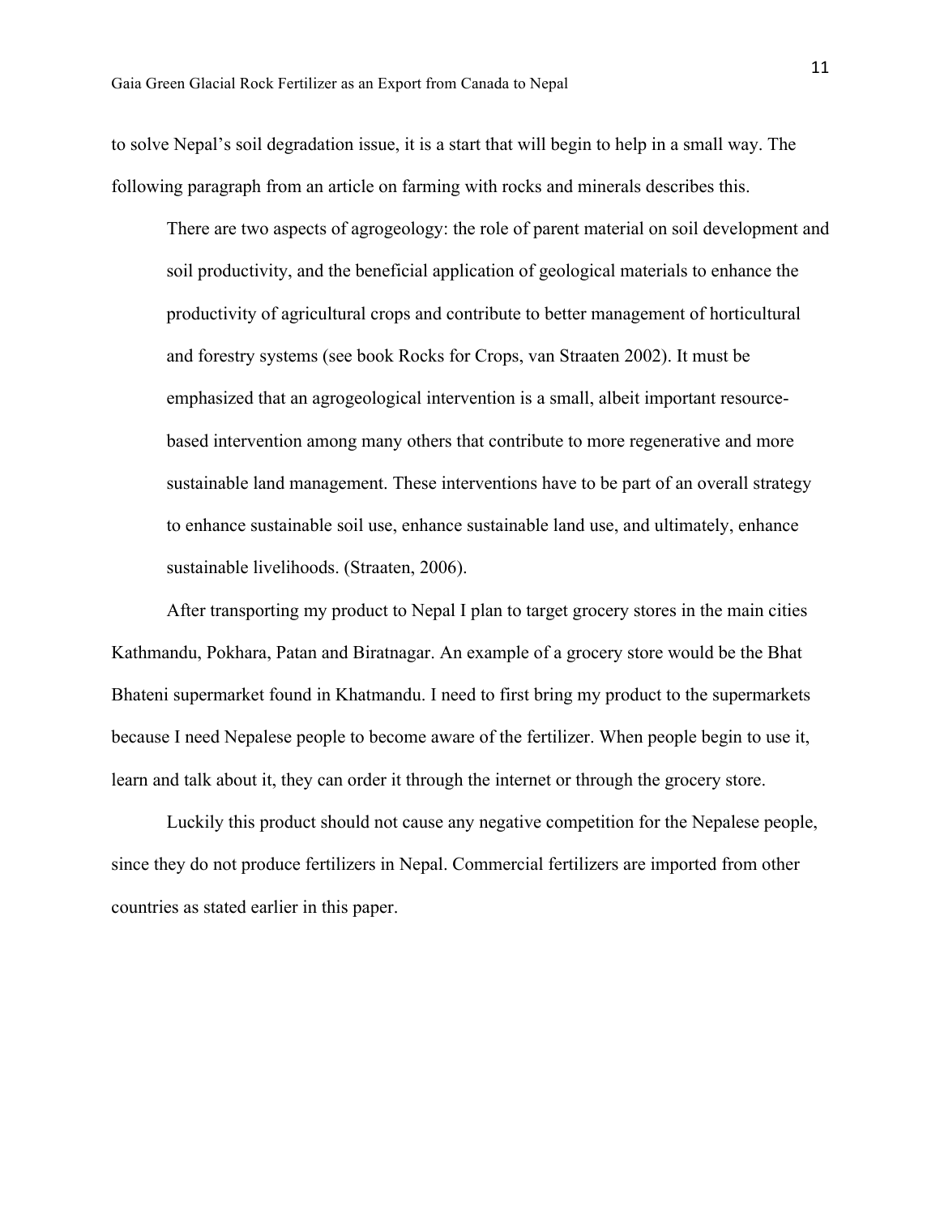to solve Nepal's soil degradation issue, it is a start that will begin to help in a small way. The following paragraph from an article on farming with rocks and minerals describes this.

> There are two aspects of agrogeology: the role of parent material on soil development and soil productivity, and the beneficial application of geological materials to enhance the productivity of agricultural crops and contribute to better management of horticultural and forestry systems (see book Rocks for Crops, van Straaten 2002). It must be emphasized that an agrogeological intervention is a small, albeit important resource-based intervention among many others that contribute to more regenerative and more sustainable land management. These interventions have to be part of an overall strategy to enhance sustainable soil use, enhance sustainable land use, and ultimately, enhance sustainable livelihoods. (Straaten, 2006).

After transporting my product to Nepal I plan to target grocery stores in the main cities Kathmandu, Pokhara, Patan and Biratnagar. An example of a grocery store would be the Bhat Bhateni supermarket found in Khatmandu. I need to first bring my product to the supermarkets because I need Nepalese people to become aware of the fertilizer. When people begin to use it, learn and talk about it, they can order it through the internet or through the grocery store.

Luckily this product should not cause any negative competition for the Nepalese people, since they do not produce fertilizers in Nepal. Commercial fertilizers are imported from other countries as stated earlier in this paper.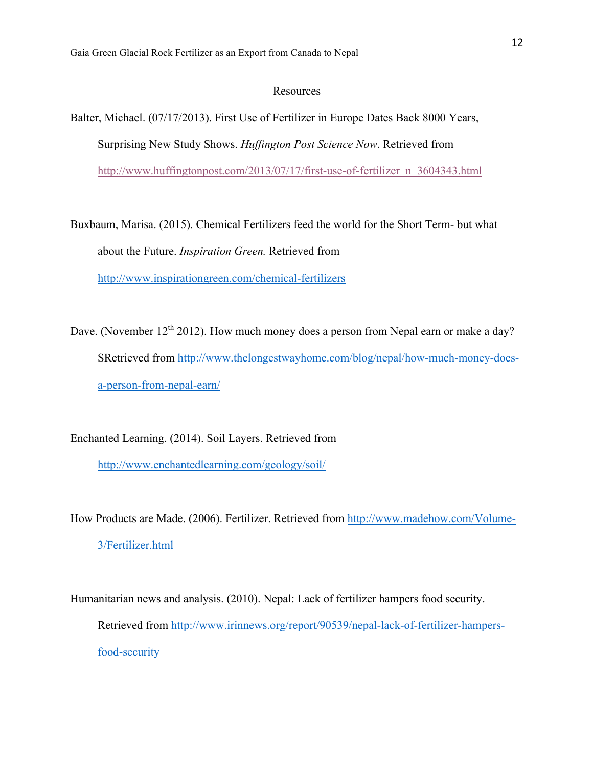Resources

Balter, Michael. (07/17/2013). First Use of Fertilizer in Europe Dates Back 8000 Years, Surprising New Study Shows. *Huffington Post Science Now*. Retrieved from http://www.huffingtonpost.com/2013/07/17/first-use-of-fertilizer_n_3604343.html

Buxbaum, Marisa. (2015). Chemical Fertilizers feed the world for the Short Term- but what about the Future. *Inspiration Green.* Retrieved from http://www.inspirationgreen.com/chemical-fertilizers

Dave. (November 12th 2012). How much money does a person from Nepal earn or make a day? SRetrieved from http://www.thelongestwayhome.com/blog/nepal/how-much-money-does-a-person-from-nepal-earn/

Enchanted Learning. (2014). Soil Layers. Retrieved from http://www.enchantedlearning.com/geology/soil/

How Products are Made. (2006). Fertilizer. Retrieved from http://www.madehow.com/Volume-3/Fertilizer.html

Humanitarian news and analysis. (2010). Nepal: Lack of fertilizer hampers food security. Retrieved from http://www.irinnews.org/report/90539/nepal-lack-of-fertilizer-hampers-food-security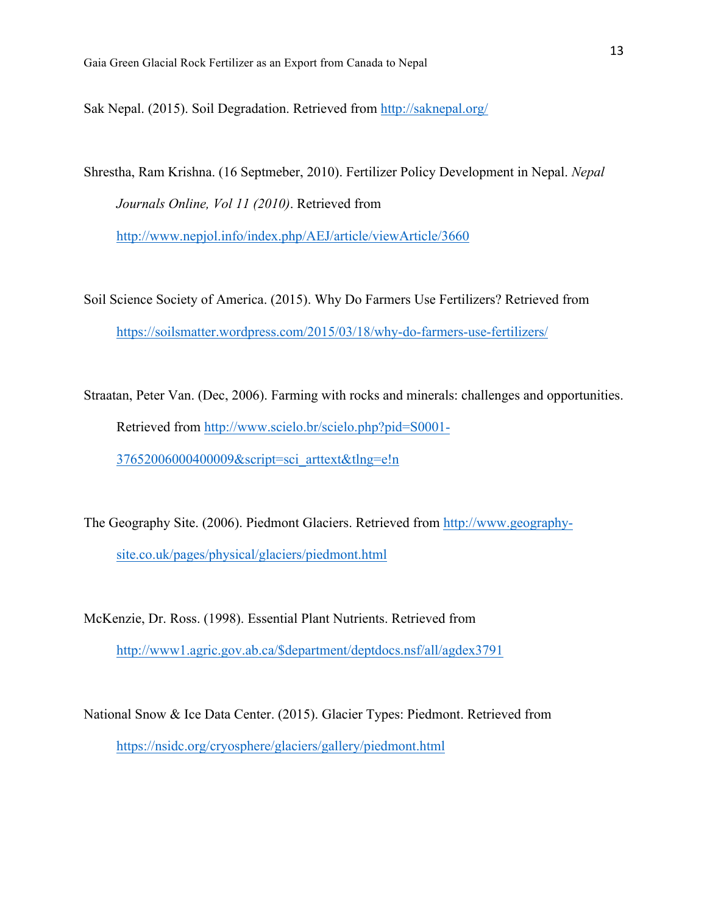Sak Nepal. (2015). Soil Degradation. Retrieved from http://saknepal.org/

Shrestha, Ram Krishna. (16 Septmeber, 2010). Fertilizer Policy Development in Nepal. *Nepal Journals Online, Vol 11 (2010)*. Retrieved from http://www.nepjol.info/index.php/AEJ/article/viewArticle/3660

Soil Science Society of America. (2015). Why Do Farmers Use Fertilizers? Retrieved from https://soilsmatter.wordpress.com/2015/03/18/why-do-farmers-use-fertilizers/

Straatan, Peter Van. (Dec, 2006). Farming with rocks and minerals: challenges and opportunities. Retrieved from http://www.scielo.br/scielo.php?pid=S0001-37652006000400009&script=sci_arttext&tlng=e!n

The Geography Site. (2006). Piedmont Glaciers. Retrieved from http://www.geography-site.co.uk/pages/physical/glaciers/piedmont.html

McKenzie, Dr. Ross. (1998). Essential Plant Nutrients. Retrieved from http://www1.agric.gov.ab.ca/$department/deptdocs.nsf/all/agdex3791

National Snow & Ice Data Center. (2015). Glacier Types: Piedmont. Retrieved from https://nsidc.org/cryosphere/glaciers/gallery/piedmont.html